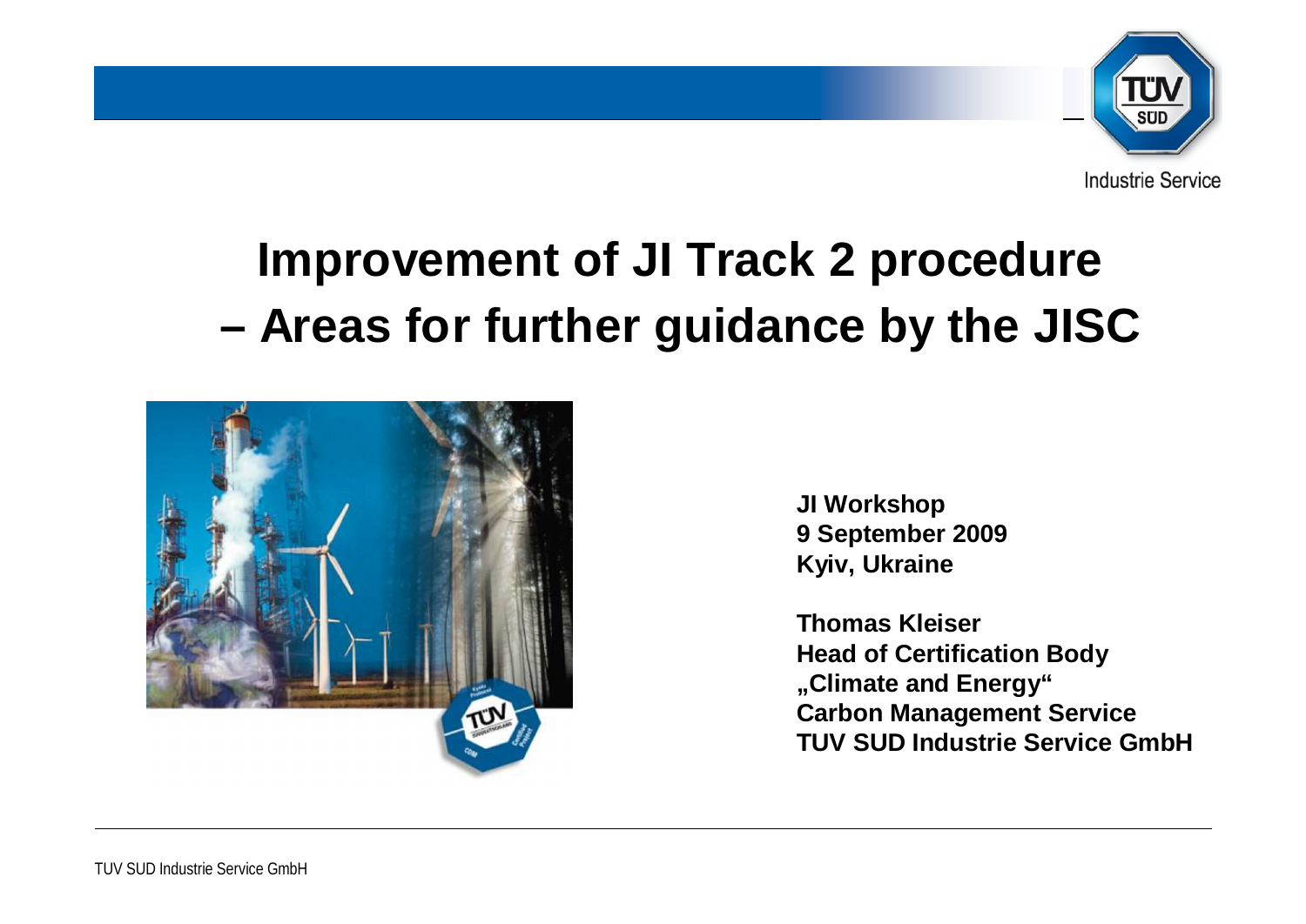# Improvement of JI Track 2 procedure – Areas for further guidance by the JISC

**JI Workshop**
**9 September 2009**
**Kyiv, Ukraine**

**Thomas Kleiser**
**Head of Certification Body „Climate and Energy“**
**Carbon Management Service**
**TUV SUD Industrie Service GmbH**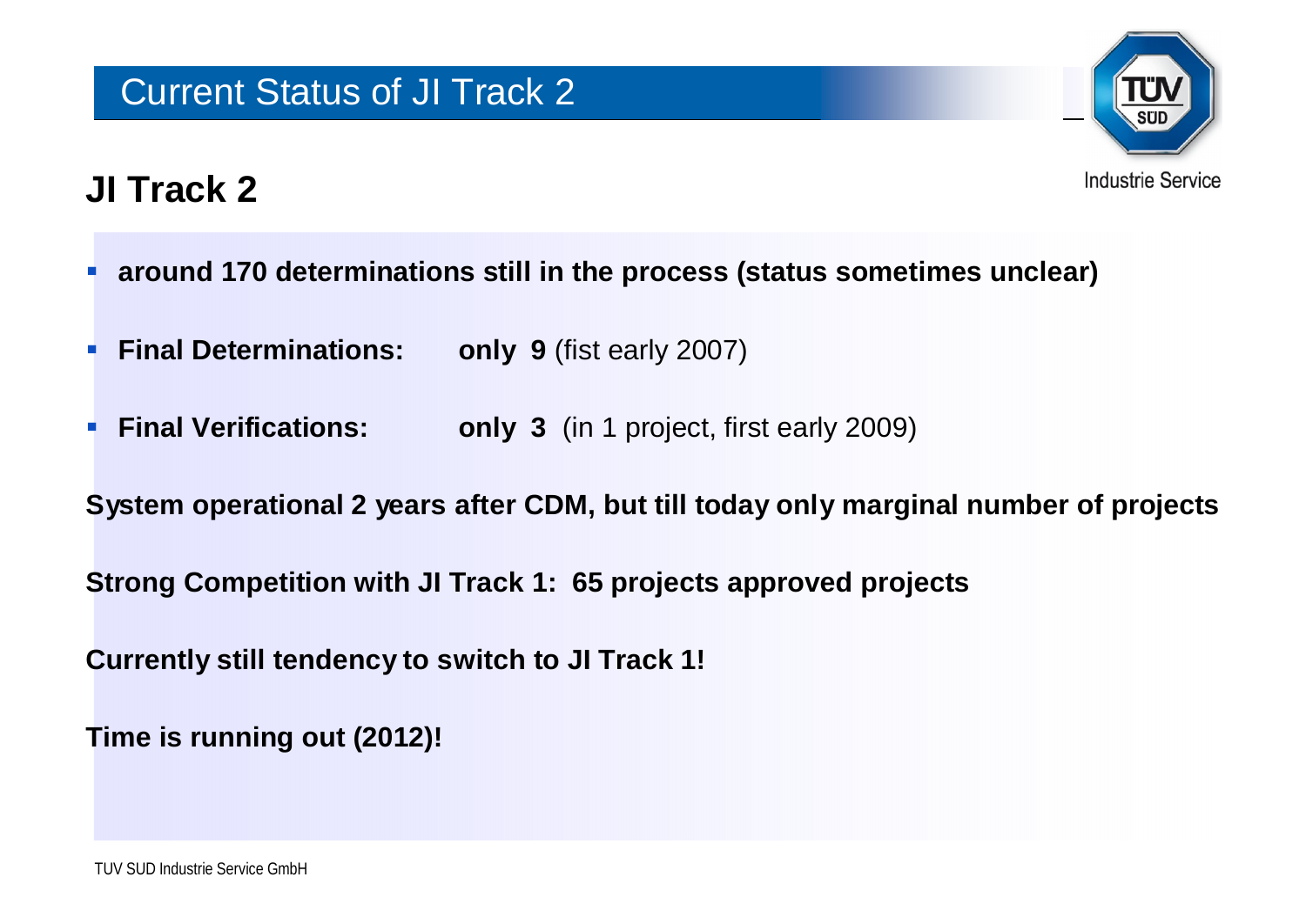# Current Status of JI Track 2

## JI Track 2

- **around 170 determinations still in the process (status sometimes unclear)**
- **Final Determinations:** **only 9** (fist early 2007)
- **Final Verifications:** **only 3** (in 1 project, first early 2009)

**System operational 2 years after CDM, but till today only marginal number of projects**

**Strong Competition with JI Track 1: 65 projects approved projects**

**Currently still tendency to switch to JI Track 1!**

**Time is running out (2012)!**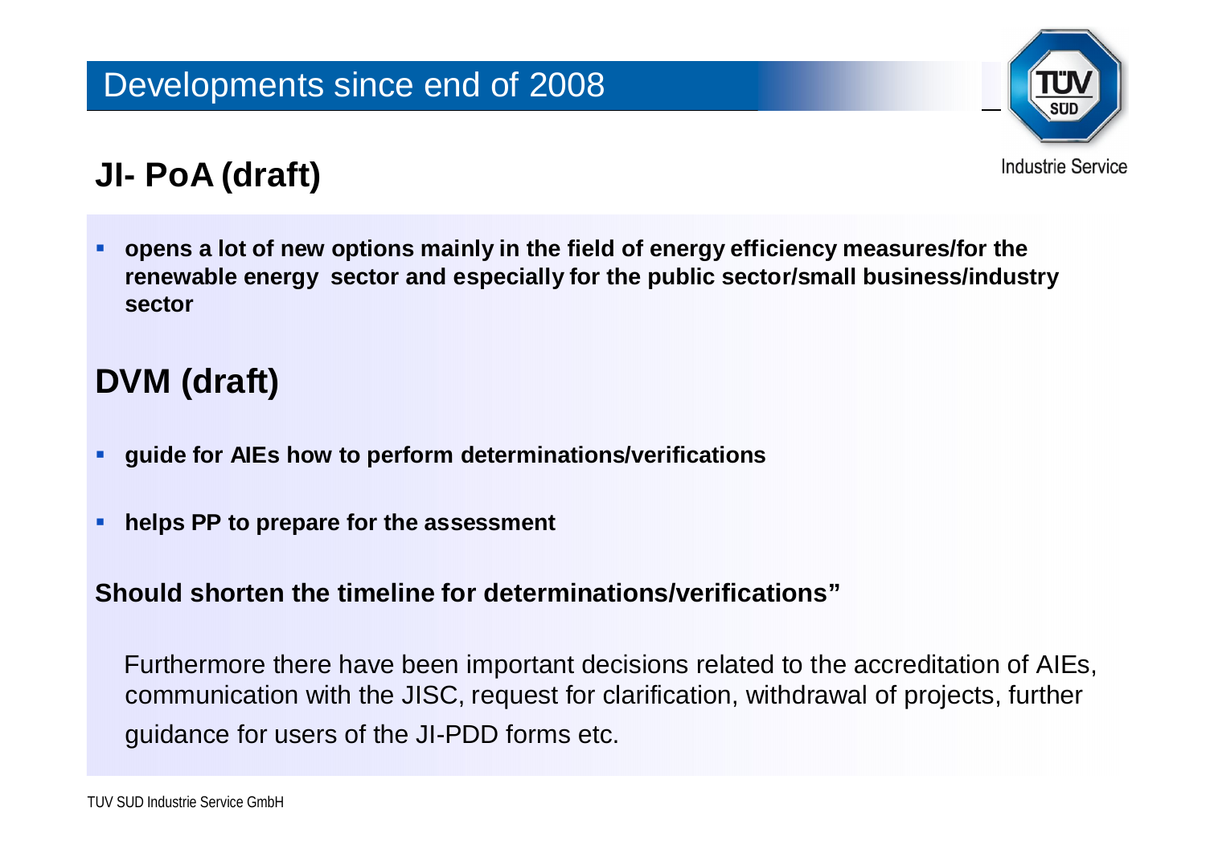# Developments since end of 2008

## JI- PoA (draft)

- **opens a lot of new options mainly in the field of energy efficiency measures/for the renewable energy sector and especially for the public sector/small business/industry sector**

## DVM (draft)

- **guide for AIEs how to perform determinations/verifications**
- **helps PP to prepare for the assessment**

**Should shorten the timeline for determinations/verifications"**

Furthermore there have been important decisions related to the accreditation of AIEs, communication with the JISC, request for clarification, withdrawal of projects, further guidance for users of the JI-PDD forms etc.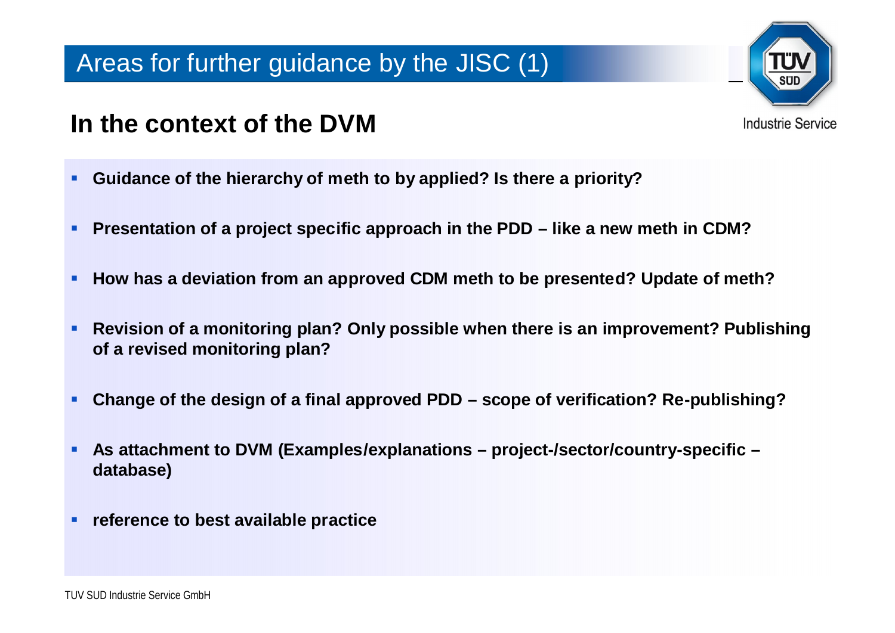# Areas for further guidance by the JISC (1)

## In the context of the DVM

- **Guidance of the hierarchy of meth to by applied? Is there a priority?**
- **Presentation of a project specific approach in the PDD – like a new meth in CDM?**
- **How has a deviation from an approved CDM meth to be presented? Update of meth?**
- **Revision of a monitoring plan? Only possible when there is an improvement? Publishing of a revised monitoring plan?**
- **Change of the design of a final approved PDD – scope of verification? Re-publishing?**
- **As attachment to DVM (Examples/explanations – project-/sector/country-specific – database)**
- **reference to best available practice**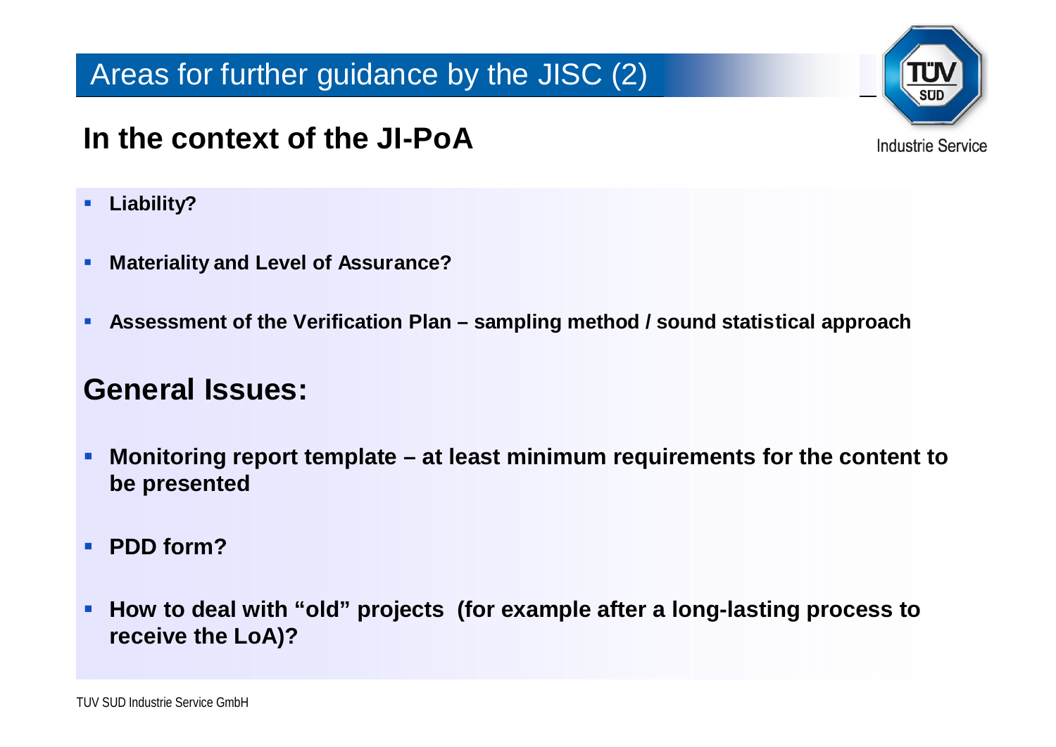# Areas for further guidance by the JISC (2)

## In the context of the JI-PoA

- **Liability?**
- **Materiality and Level of Assurance?**
- **Assessment of the Verification Plan – sampling method / sound statistical approach**

## General Issues:

- **Monitoring report template – at least minimum requirements for the content to be presented**
- **PDD form?**
- **How to deal with "old" projects (for example after a long-lasting process to receive the LoA)?**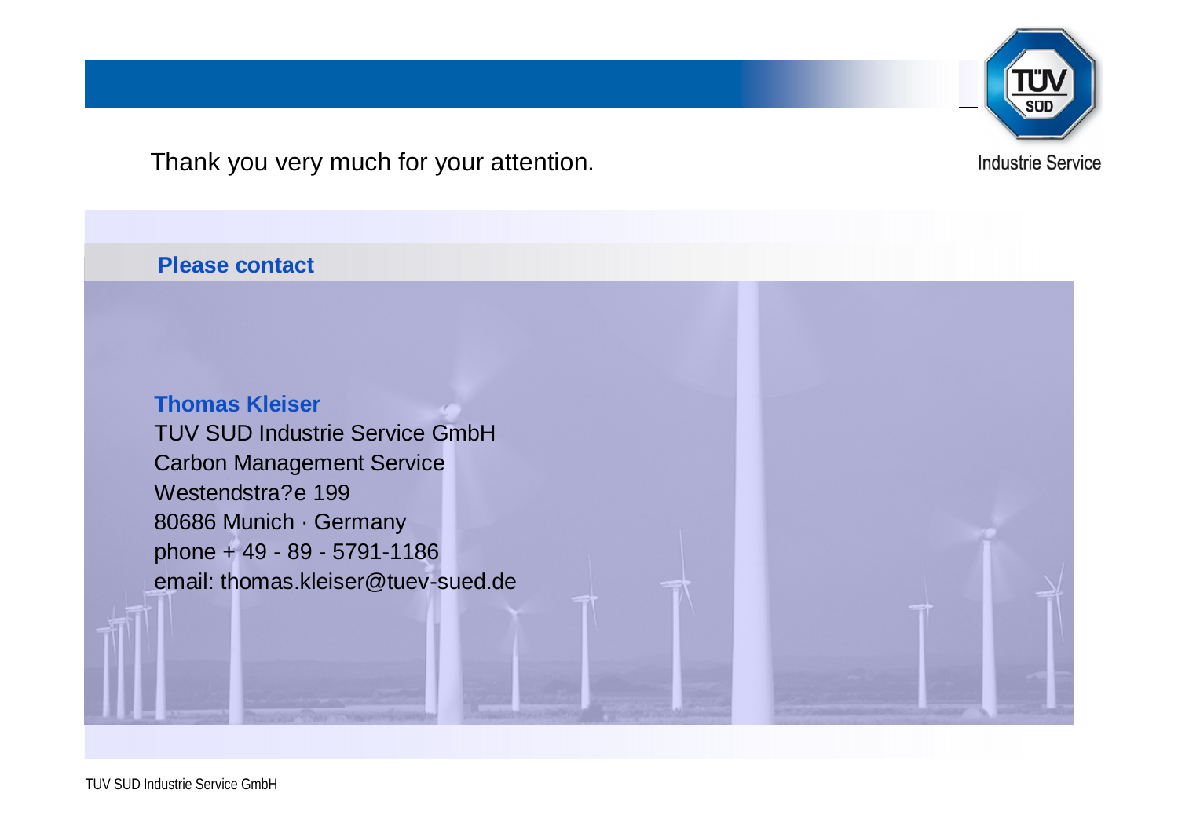Thank you very much for your attention.

Industrie Service

**Please contact**

**Thomas Kleiser**
TUV SUD Industrie Service GmbH
Carbon Management Service
Westendstra?e 199
80686 Munich · Germany
phone + 49 - 89 - 5791-1186
email: thomas.kleiser@tuev-sued.de